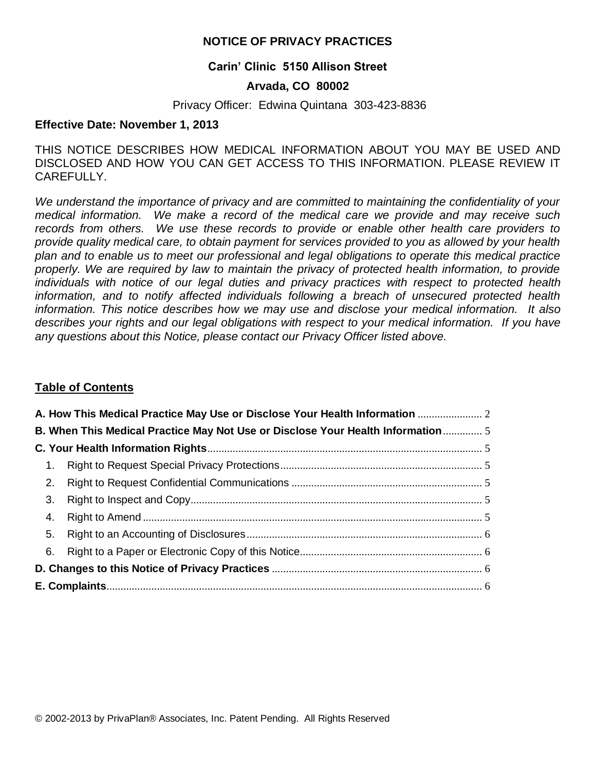# NOTICE OF PRIVACY PRACTICES

**Carin' Clinic 5150 Allison Street**

**Arvada, CO 80002**

Privacy Officer: Edwina Quintana 303-423-8836

**Effective Date: November 1, 2013**

THIS NOTICE DESCRIBES HOW MEDICAL INFORMATION ABOUT YOU MAY BE USED AND DISCLOSED AND HOW YOU CAN GET ACCESS TO THIS INFORMATION. PLEASE REVIEW IT CAREFULLY.

*We understand the importance of privacy and are committed to maintaining the confidentiality of your medical information. We make a record of the medical care we provide and may receive such records from others. We use these records to provide or enable other health care providers to provide quality medical care, to obtain payment for services provided to you as allowed by your health plan and to enable us to meet our professional and legal obligations to operate this medical practice properly. We are required by law to maintain the privacy of protected health information, to provide individuals with notice of our legal duties and privacy practices with respect to protected health information, and to notify affected individuals following a breach of unsecured protected health information. This notice describes how we may use and disclose your medical information. It also describes your rights and our legal obligations with respect to your medical information. If you have any questions about this Notice, please contact our Privacy Officer listed above.*

## Table of Contents

**A. How This Medical Practice May Use or Disclose Your Health Information** ....................... 2

**B. When This Medical Practice May Not Use or Disclose Your Health Information** .............. 5

**C. Your Health Information Rights** ........................................................................................ 5

1. Right to Request Special Privacy Protections ........................................................................ 5
2. Right to Request Confidential Communications .................................................................... 5
3. Right to Inspect and Copy ........................................................................................................ 5
4. Right to Amend ......................................................................................................................... 5
5. Right to an Accounting of Disclosures .................................................................................... 6
6. Right to a Paper or Electronic Copy of this Notice ................................................................. 6

**D. Changes to this Notice of Privacy Practices** ........................................................................... 6

**E. Complaints** ...................................................................................................................... 6

© 2002-2013 by PrivaPlan® Associates, Inc. Patent Pending. All Rights Reserved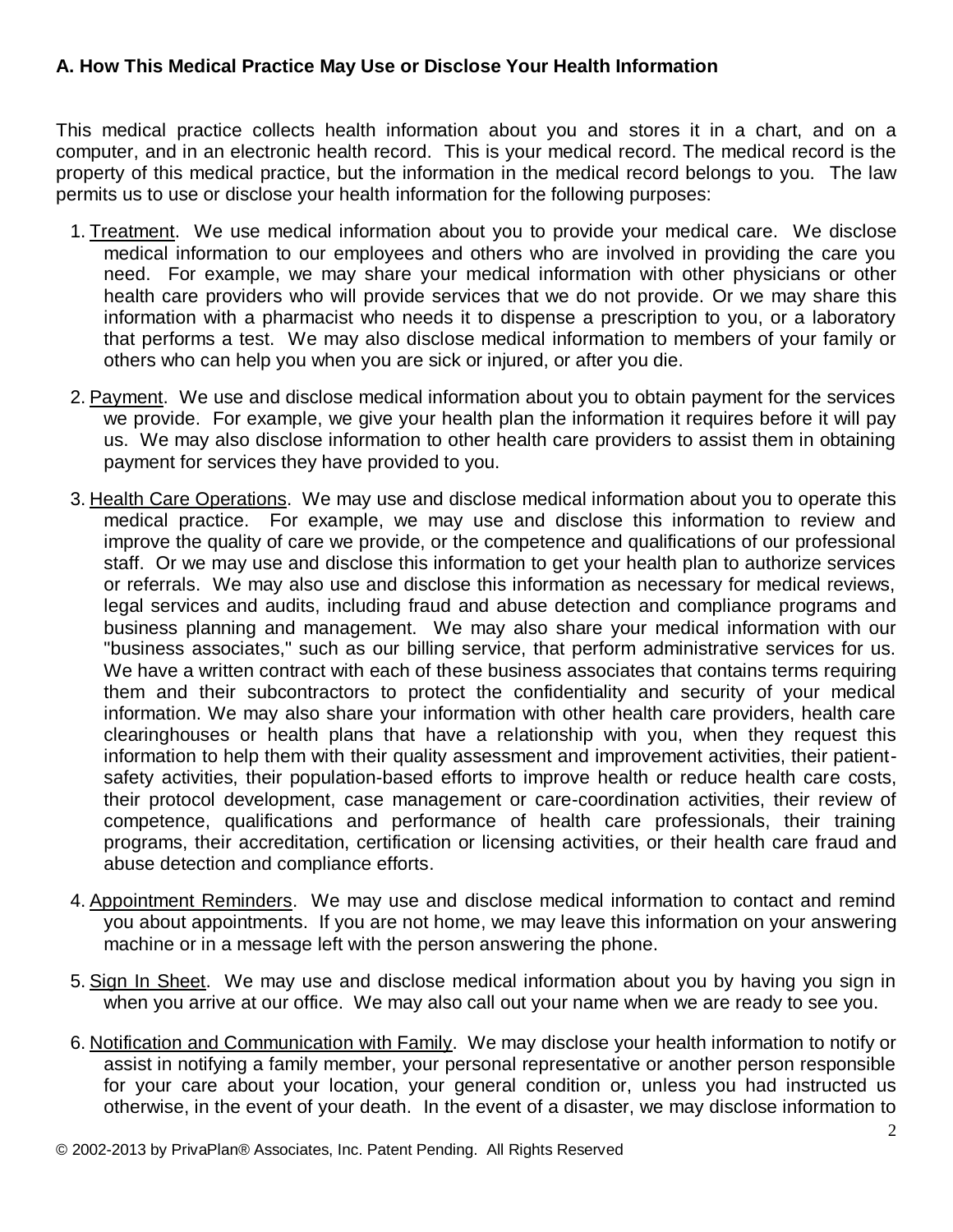## A. How This Medical Practice May Use or Disclose Your Health Information

This medical practice collects health information about you and stores it in a chart, and on a computer, and in an electronic health record. This is your medical record. The medical record is the property of this medical practice, but the information in the medical record belongs to you. The law permits us to use or disclose your health information for the following purposes:

1. <u>Treatment</u>. We use medical information about you to provide your medical care. We disclose medical information to our employees and others who are involved in providing the care you need. For example, we may share your medical information with other physicians or other health care providers who will provide services that we do not provide. Or we may share this information with a pharmacist who needs it to dispense a prescription to you, or a laboratory that performs a test. We may also disclose medical information to members of your family or others who can help you when you are sick or injured, or after you die.

2. <u>Payment</u>. We use and disclose medical information about you to obtain payment for the services we provide. For example, we give your health plan the information it requires before it will pay us. We may also disclose information to other health care providers to assist them in obtaining payment for services they have provided to you.

3. <u>Health Care Operations</u>. We may use and disclose medical information about you to operate this medical practice. For example, we may use and disclose this information to review and improve the quality of care we provide, or the competence and qualifications of our professional staff. Or we may use and disclose this information to get your health plan to authorize services or referrals. We may also use and disclose this information as necessary for medical reviews, legal services and audits, including fraud and abuse detection and compliance programs and business planning and management. We may also share your medical information with our "business associates," such as our billing service, that perform administrative services for us. We have a written contract with each of these business associates that contains terms requiring them and their subcontractors to protect the confidentiality and security of your medical information. We may also share your information with other health care providers, health care clearinghouses or health plans that have a relationship with you, when they request this information to help them with their quality assessment and improvement activities, their patient-safety activities, their population-based efforts to improve health or reduce health care costs, their protocol development, case management or care-coordination activities, their review of competence, qualifications and performance of health care professionals, their training programs, their accreditation, certification or licensing activities, or their health care fraud and abuse detection and compliance efforts.

4. <u>Appointment Reminders</u>. We may use and disclose medical information to contact and remind you about appointments. If you are not home, we may leave this information on your answering machine or in a message left with the person answering the phone.

5. <u>Sign In Sheet</u>. We may use and disclose medical information about you by having you sign in when you arrive at our office. We may also call out your name when we are ready to see you.

6. <u>Notification and Communication with Family</u>. We may disclose your health information to notify or assist in notifying a family member, your personal representative or another person responsible for your care about your location, your general condition or, unless you had instructed us otherwise, in the event of your death. In the event of a disaster, we may disclose information to

© 2002-2013 by PrivaPlan® Associates, Inc. Patent Pending. All Rights Reserved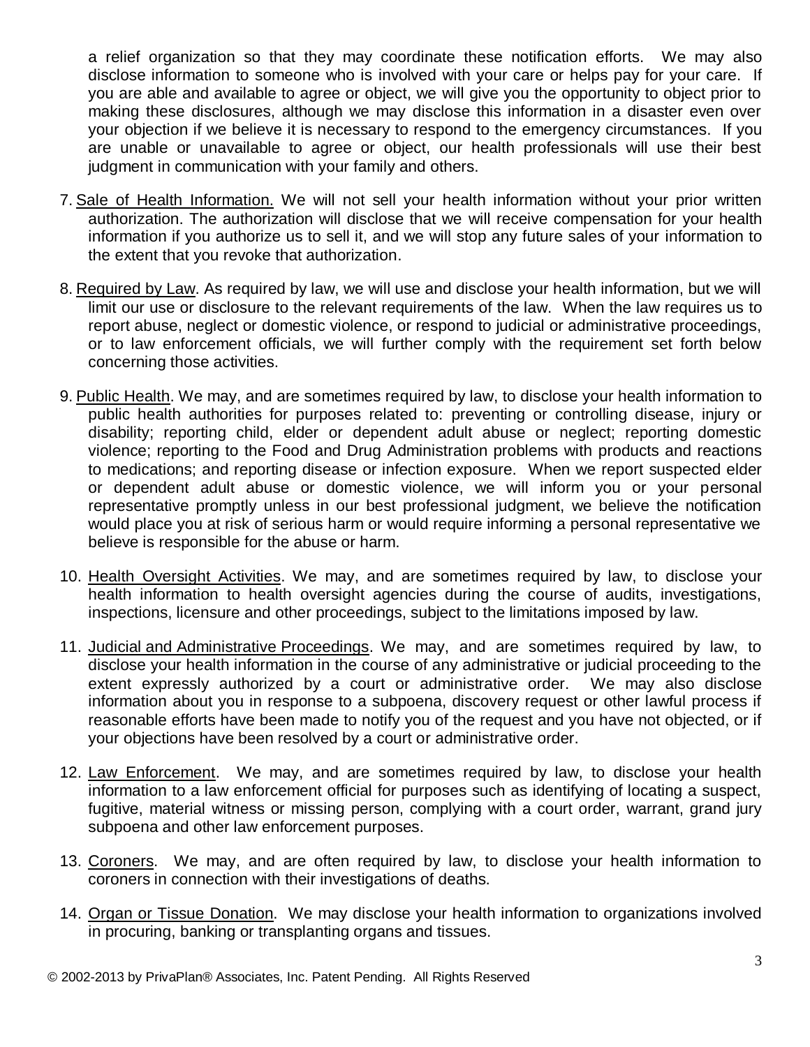a relief organization so that they may coordinate these notification efforts. We may also disclose information to someone who is involved with your care or helps pay for your care. If you are able and available to agree or object, we will give you the opportunity to object prior to making these disclosures, although we may disclose this information in a disaster even over your objection if we believe it is necessary to respond to the emergency circumstances. If you are unable or unavailable to agree or object, our health professionals will use their best judgment in communication with your family and others.

7. Sale of Health Information. We will not sell your health information without your prior written authorization. The authorization will disclose that we will receive compensation for your health information if you authorize us to sell it, and we will stop any future sales of your information to the extent that you revoke that authorization.

8. Required by Law. As required by law, we will use and disclose your health information, but we will limit our use or disclosure to the relevant requirements of the law. When the law requires us to report abuse, neglect or domestic violence, or respond to judicial or administrative proceedings, or to law enforcement officials, we will further comply with the requirement set forth below concerning those activities.

9. Public Health. We may, and are sometimes required by law, to disclose your health information to public health authorities for purposes related to: preventing or controlling disease, injury or disability; reporting child, elder or dependent adult abuse or neglect; reporting domestic violence; reporting to the Food and Drug Administration problems with products and reactions to medications; and reporting disease or infection exposure. When we report suspected elder or dependent adult abuse or domestic violence, we will inform you or your personal representative promptly unless in our best professional judgment, we believe the notification would place you at risk of serious harm or would require informing a personal representative we believe is responsible for the abuse or harm.

10. Health Oversight Activities. We may, and are sometimes required by law, to disclose your health information to health oversight agencies during the course of audits, investigations, inspections, licensure and other proceedings, subject to the limitations imposed by law.

11. Judicial and Administrative Proceedings. We may, and are sometimes required by law, to disclose your health information in the course of any administrative or judicial proceeding to the extent expressly authorized by a court or administrative order. We may also disclose information about you in response to a subpoena, discovery request or other lawful process if reasonable efforts have been made to notify you of the request and you have not objected, or if your objections have been resolved by a court or administrative order.

12. Law Enforcement. We may, and are sometimes required by law, to disclose your health information to a law enforcement official for purposes such as identifying of locating a suspect, fugitive, material witness or missing person, complying with a court order, warrant, grand jury subpoena and other law enforcement purposes.

13. Coroners. We may, and are often required by law, to disclose your health information to coroners in connection with their investigations of deaths.

14. Organ or Tissue Donation. We may disclose your health information to organizations involved in procuring, banking or transplanting organs and tissues.

© 2002-2013 by PrivaPlan® Associates, Inc. Patent Pending. All Rights Reserved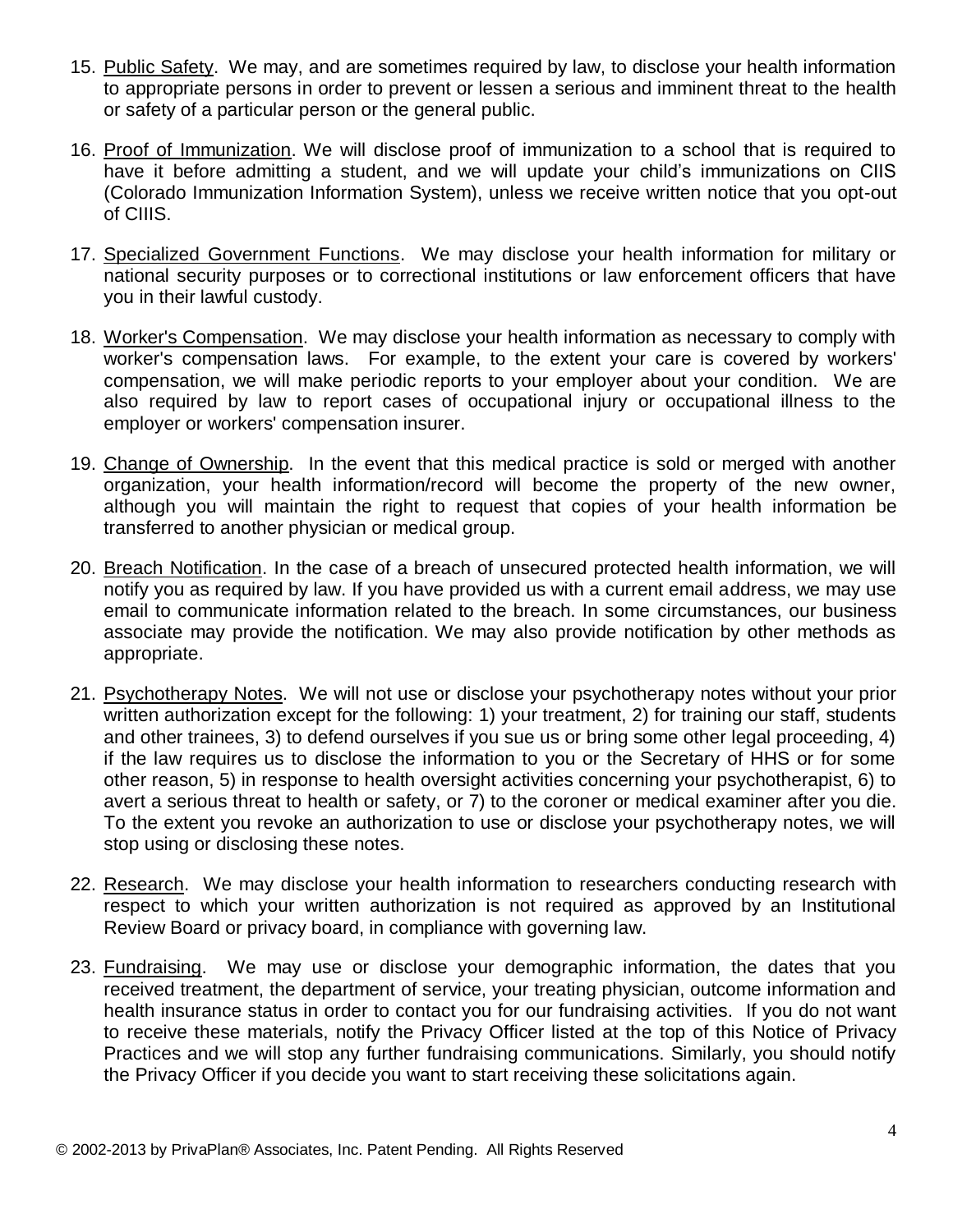15. Public Safety. We may, and are sometimes required by law, to disclose your health information to appropriate persons in order to prevent or lessen a serious and imminent threat to the health or safety of a particular person or the general public.

16. Proof of Immunization. We will disclose proof of immunization to a school that is required to have it before admitting a student, and we will update your child's immunizations on CIIS (Colorado Immunization Information System), unless we receive written notice that you opt-out of CIIIS.

17. Specialized Government Functions. We may disclose your health information for military or national security purposes or to correctional institutions or law enforcement officers that have you in their lawful custody.

18. Worker's Compensation. We may disclose your health information as necessary to comply with worker's compensation laws. For example, to the extent your care is covered by workers' compensation, we will make periodic reports to your employer about your condition. We are also required by law to report cases of occupational injury or occupational illness to the employer or workers' compensation insurer.

19. Change of Ownership. In the event that this medical practice is sold or merged with another organization, your health information/record will become the property of the new owner, although you will maintain the right to request that copies of your health information be transferred to another physician or medical group.

20. Breach Notification. In the case of a breach of unsecured protected health information, we will notify you as required by law. If you have provided us with a current email address, we may use email to communicate information related to the breach. In some circumstances, our business associate may provide the notification. We may also provide notification by other methods as appropriate.

21. Psychotherapy Notes. We will not use or disclose your psychotherapy notes without your prior written authorization except for the following: 1) your treatment, 2) for training our staff, students and other trainees, 3) to defend ourselves if you sue us or bring some other legal proceeding, 4) if the law requires us to disclose the information to you or the Secretary of HHS or for some other reason, 5) in response to health oversight activities concerning your psychotherapist, 6) to avert a serious threat to health or safety, or 7) to the coroner or medical examiner after you die. To the extent you revoke an authorization to use or disclose your psychotherapy notes, we will stop using or disclosing these notes.

22. Research. We may disclose your health information to researchers conducting research with respect to which your written authorization is not required as approved by an Institutional Review Board or privacy board, in compliance with governing law.

23. Fundraising. We may use or disclose your demographic information, the dates that you received treatment, the department of service, your treating physician, outcome information and health insurance status in order to contact you for our fundraising activities. If you do not want to receive these materials, notify the Privacy Officer listed at the top of this Notice of Privacy Practices and we will stop any further fundraising communications. Similarly, you should notify the Privacy Officer if you decide you want to start receiving these solicitations again.

© 2002-2013 by PrivaPlan® Associates, Inc. Patent Pending. All Rights Reserved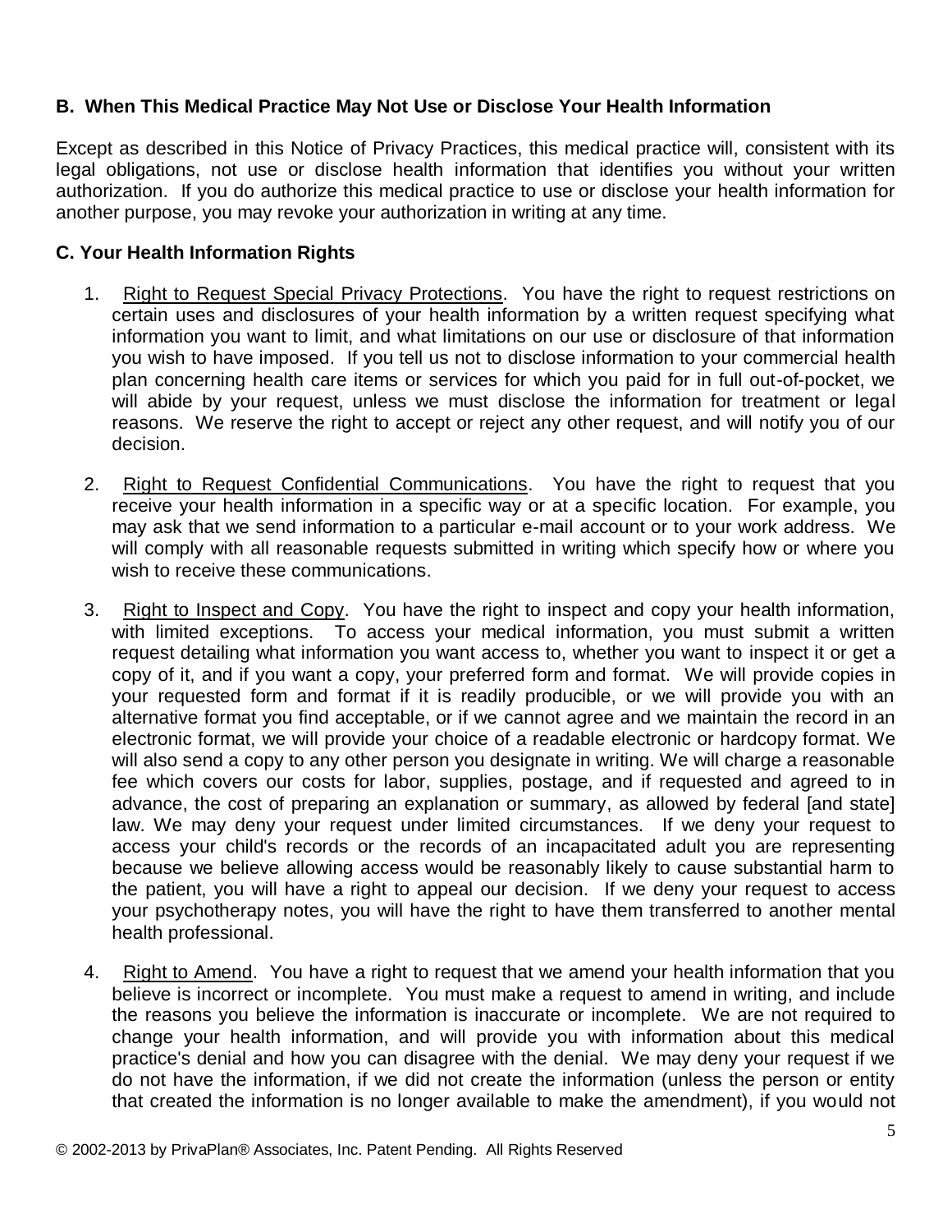### B. When This Medical Practice May Not Use or Disclose Your Health Information

Except as described in this Notice of Privacy Practices, this medical practice will, consistent with its legal obligations, not use or disclose health information that identifies you without your written authorization. If you do authorize this medical practice to use or disclose your health information for another purpose, you may revoke your authorization in writing at any time.

### C. Your Health Information Rights

1. Right to Request Special Privacy Protections. You have the right to request restrictions on certain uses and disclosures of your health information by a written request specifying what information you want to limit, and what limitations on our use or disclosure of that information you wish to have imposed. If you tell us not to disclose information to your commercial health plan concerning health care items or services for which you paid for in full out-of-pocket, we will abide by your request, unless we must disclose the information for treatment or legal reasons. We reserve the right to accept or reject any other request, and will notify you of our decision.

2. Right to Request Confidential Communications. You have the right to request that you receive your health information in a specific way or at a specific location. For example, you may ask that we send information to a particular e-mail account or to your work address. We will comply with all reasonable requests submitted in writing which specify how or where you wish to receive these communications.

3. Right to Inspect and Copy. You have the right to inspect and copy your health information, with limited exceptions. To access your medical information, you must submit a written request detailing what information you want access to, whether you want to inspect it or get a copy of it, and if you want a copy, your preferred form and format. We will provide copies in your requested form and format if it is readily producible, or we will provide you with an alternative format you find acceptable, or if we cannot agree and we maintain the record in an electronic format, we will provide your choice of a readable electronic or hardcopy format. We will also send a copy to any other person you designate in writing. We will charge a reasonable fee which covers our costs for labor, supplies, postage, and if requested and agreed to in advance, the cost of preparing an explanation or summary, as allowed by federal [and state] law. We may deny your request under limited circumstances. If we deny your request to access your child's records or the records of an incapacitated adult you are representing because we believe allowing access would be reasonably likely to cause substantial harm to the patient, you will have a right to appeal our decision. If we deny your request to access your psychotherapy notes, you will have the right to have them transferred to another mental health professional.

4. Right to Amend. You have a right to request that we amend your health information that you believe is incorrect or incomplete. You must make a request to amend in writing, and include the reasons you believe the information is inaccurate or incomplete. We are not required to change your health information, and will provide you with information about this medical practice's denial and how you can disagree with the denial. We may deny your request if we do not have the information, if we did not create the information (unless the person or entity that created the information is no longer available to make the amendment), if you would not

© 2002-2013 by PrivaPlan® Associates, Inc. Patent Pending. All Rights Reserved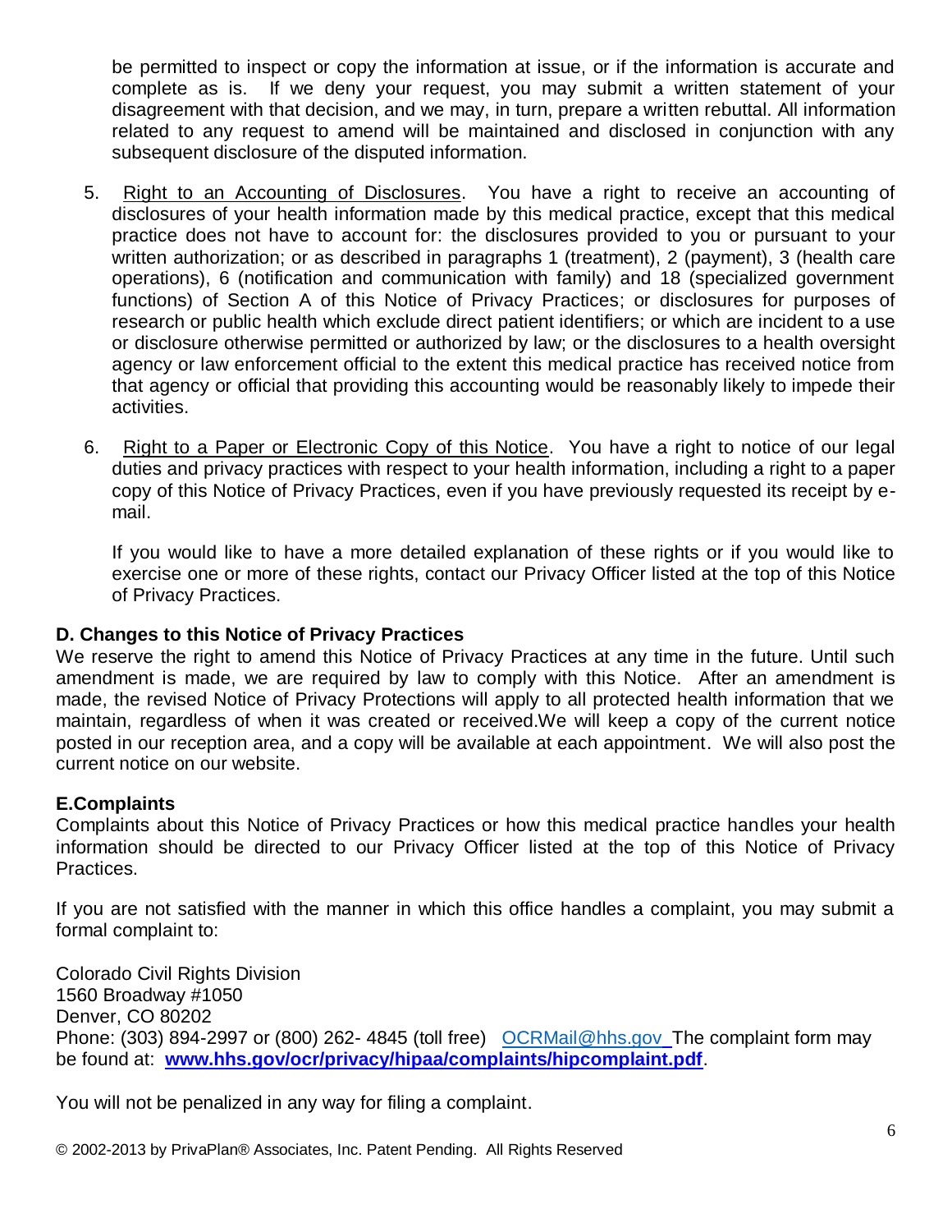be permitted to inspect or copy the information at issue, or if the information is accurate and complete as is. If we deny your request, you may submit a written statement of your disagreement with that decision, and we may, in turn, prepare a written rebuttal. All information related to any request to amend will be maintained and disclosed in conjunction with any subsequent disclosure of the disputed information.

5. Right to an Accounting of Disclosures. You have a right to receive an accounting of disclosures of your health information made by this medical practice, except that this medical practice does not have to account for: the disclosures provided to you or pursuant to your written authorization; or as described in paragraphs 1 (treatment), 2 (payment), 3 (health care operations), 6 (notification and communication with family) and 18 (specialized government functions) of Section A of this Notice of Privacy Practices; or disclosures for purposes of research or public health which exclude direct patient identifiers; or which are incident to a use or disclosure otherwise permitted or authorized by law; or the disclosures to a health oversight agency or law enforcement official to the extent this medical practice has received notice from that agency or official that providing this accounting would be reasonably likely to impede their activities.

6. Right to a Paper or Electronic Copy of this Notice. You have a right to notice of our legal duties and privacy practices with respect to your health information, including a right to a paper copy of this Notice of Privacy Practices, even if you have previously requested its receipt by e-mail.

   If you would like to have a more detailed explanation of these rights or if you would like to exercise one or more of these rights, contact our Privacy Officer listed at the top of this Notice of Privacy Practices.

**D. Changes to this Notice of Privacy Practices**

We reserve the right to amend this Notice of Privacy Practices at any time in the future. Until such amendment is made, we are required by law to comply with this Notice. After an amendment is made, the revised Notice of Privacy Protections will apply to all protected health information that we maintain, regardless of when it was created or received.We will keep a copy of the current notice posted in our reception area, and a copy will be available at each appointment. We will also post the current notice on our website.

**E.Complaints**

Complaints about this Notice of Privacy Practices or how this medical practice handles your health information should be directed to our Privacy Officer listed at the top of this Notice of Privacy Practices.

If you are not satisfied with the manner in which this office handles a complaint, you may submit a formal complaint to:

Colorado Civil Rights Division
1560 Broadway #1050
Denver, CO 80202
Phone: (303) 894-2997 or (800) 262- 4845 (toll free) OCRMail@hhs.gov The complaint form may be found at: **www.hhs.gov/ocr/privacy/hipaa/complaints/hipcomplaint.pdf**.

You will not be penalized in any way for filing a complaint.

© 2002-2013 by PrivaPlan® Associates, Inc. Patent Pending. All Rights Reserved